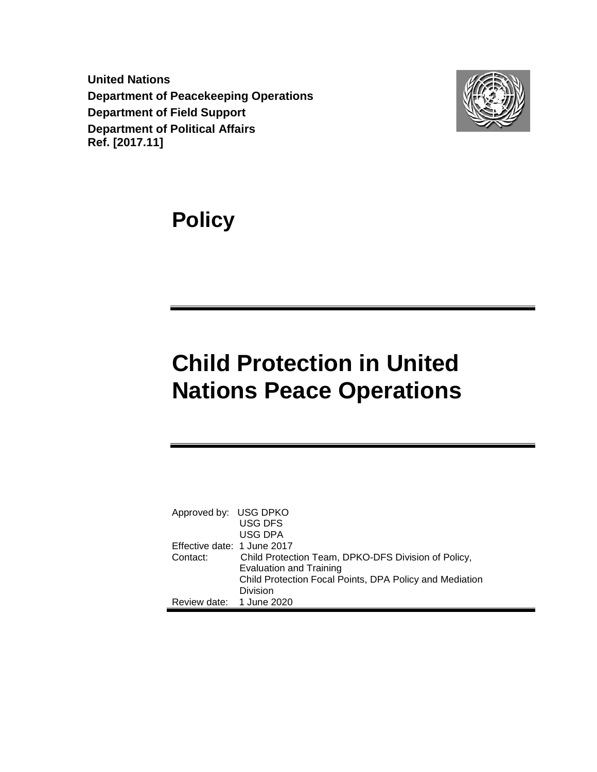**United Nations**
**Department of Peacekeeping Operations**
**Department of Field Support**
**Department of Political Affairs**
**Ref. [2017.11]**

# Policy

# Child Protection in United Nations Peace Operations

| | |
|---|---|
| Approved by: | USG DPKO<br>USG DFS<br>USG DPA |
| Effective date: | 1 June 2017 |
| Contact: | Child Protection Team, DPKO-DFS Division of Policy, Evaluation and Training<br>Child Protection Focal Points, DPA Policy and Mediation Division |
| Review date: | 1 June 2020 |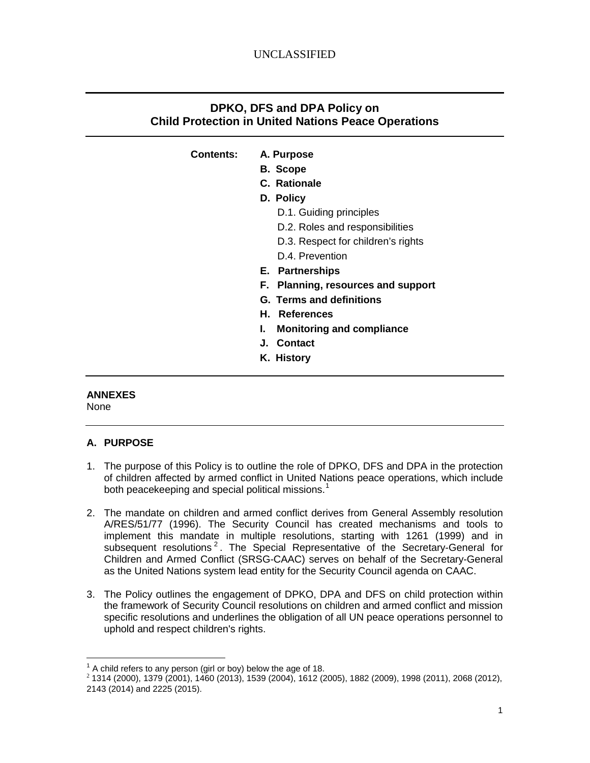UNCLASSIFIED

# DPKO, DFS and DPA Policy on Child Protection in United Nations Peace Operations

**Contents:**

- **A. Purpose**
- **B. Scope**
- **C. Rationale**
- **D. Policy**
  - D.1. Guiding principles
  - D.2. Roles and responsibilities
  - D.3. Respect for children's rights
  - D.4. Prevention
- **E. Partnerships**
- **F. Planning, resources and support**
- **G. Terms and definitions**
- **H. References**
- **I. Monitoring and compliance**
- **J. Contact**
- **K. History**

**ANNEXES**

None

## A. PURPOSE

1. The purpose of this Policy is to outline the role of DPKO, DFS and DPA in the protection of children affected by armed conflict in United Nations peace operations, which include both peacekeeping and special political missions.[1]

2. The mandate on children and armed conflict derives from General Assembly resolution A/RES/51/77 (1996). The Security Council has created mechanisms and tools to implement this mandate in multiple resolutions, starting with 1261 (1999) and in subsequent resolutions[2]. The Special Representative of the Secretary-General for Children and Armed Conflict (SRSG-CAAC) serves on behalf of the Secretary-General as the United Nations system lead entity for the Security Council agenda on CAAC.

3. The Policy outlines the engagement of DPKO, DPA and DFS on child protection within the framework of Security Council resolutions on children and armed conflict and mission specific resolutions and underlines the obligation of all UN peace operations personnel to uphold and respect children's rights.

[1] A child refers to any person (girl or boy) below the age of 18.

[2] 1314 (2000), 1379 (2001), 1460 (2013), 1539 (2004), 1612 (2005), 1882 (2009), 1998 (2011), 2068 (2012), 2143 (2014) and 2225 (2015).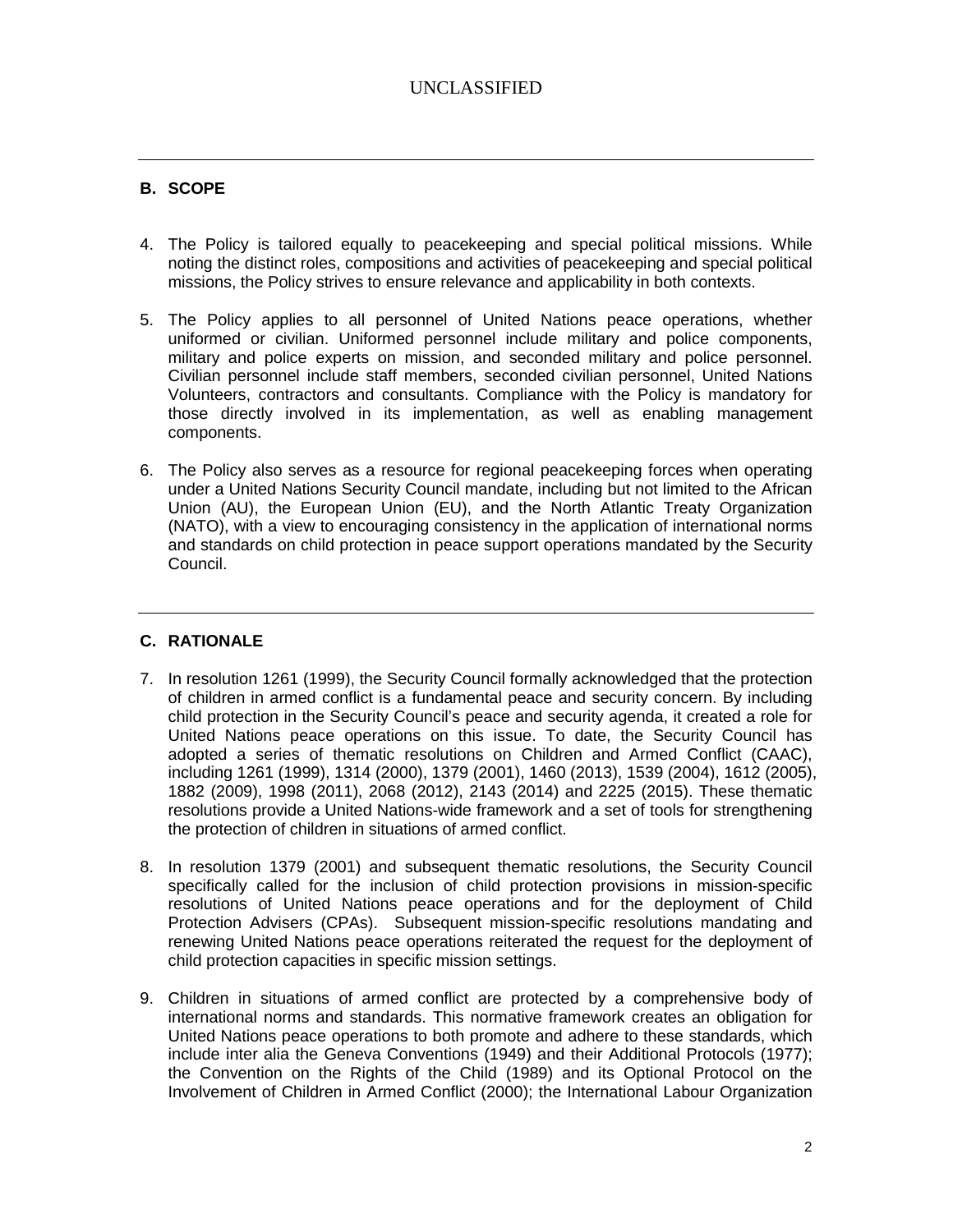## B. SCOPE

4. The Policy is tailored equally to peacekeeping and special political missions. While noting the distinct roles, compositions and activities of peacekeeping and special political missions, the Policy strives to ensure relevance and applicability in both contexts.

5. The Policy applies to all personnel of United Nations peace operations, whether uniformed or civilian. Uniformed personnel include military and police components, military and police experts on mission, and seconded military and police personnel. Civilian personnel include staff members, seconded civilian personnel, United Nations Volunteers, contractors and consultants. Compliance with the Policy is mandatory for those directly involved in its implementation, as well as enabling management components.

6. The Policy also serves as a resource for regional peacekeeping forces when operating under a United Nations Security Council mandate, including but not limited to the African Union (AU), the European Union (EU), and the North Atlantic Treaty Organization (NATO), with a view to encouraging consistency in the application of international norms and standards on child protection in peace support operations mandated by the Security Council.

## C. RATIONALE

7. In resolution 1261 (1999), the Security Council formally acknowledged that the protection of children in armed conflict is a fundamental peace and security concern. By including child protection in the Security Council's peace and security agenda, it created a role for United Nations peace operations on this issue. To date, the Security Council has adopted a series of thematic resolutions on Children and Armed Conflict (CAAC), including 1261 (1999), 1314 (2000), 1379 (2001), 1460 (2013), 1539 (2004), 1612 (2005), 1882 (2009), 1998 (2011), 2068 (2012), 2143 (2014) and 2225 (2015). These thematic resolutions provide a United Nations-wide framework and a set of tools for strengthening the protection of children in situations of armed conflict.

8. In resolution 1379 (2001) and subsequent thematic resolutions, the Security Council specifically called for the inclusion of child protection provisions in mission-specific resolutions of United Nations peace operations and for the deployment of Child Protection Advisers (CPAs). Subsequent mission-specific resolutions mandating and renewing United Nations peace operations reiterated the request for the deployment of child protection capacities in specific mission settings.

9. Children in situations of armed conflict are protected by a comprehensive body of international norms and standards. This normative framework creates an obligation for United Nations peace operations to both promote and adhere to these standards, which include inter alia the Geneva Conventions (1949) and their Additional Protocols (1977); the Convention on the Rights of the Child (1989) and its Optional Protocol on the Involvement of Children in Armed Conflict (2000); the International Labour Organization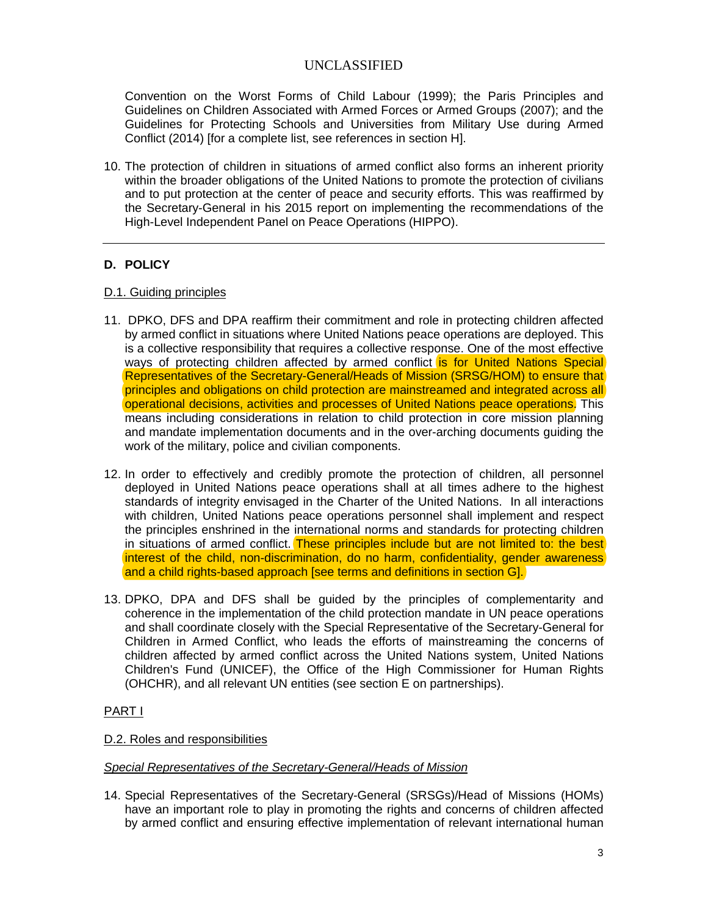Convention on the Worst Forms of Child Labour (1999); the Paris Principles and Guidelines on Children Associated with Armed Forces or Armed Groups (2007); and the Guidelines for Protecting Schools and Universities from Military Use during Armed Conflict (2014) [for a complete list, see references in section H].

10. The protection of children in situations of armed conflict also forms an inherent priority within the broader obligations of the United Nations to promote the protection of civilians and to put protection at the center of peace and security efforts. This was reaffirmed by the Secretary-General in his 2015 report on implementing the recommendations of the High-Level Independent Panel on Peace Operations (HIPPO).

---

## D. POLICY

D.1. Guiding principles

11. DPKO, DFS and DPA reaffirm their commitment and role in protecting children affected by armed conflict in situations where United Nations peace operations are deployed. This is a collective responsibility that requires a collective response. One of the most effective ways of protecting children affected by armed conflict is for United Nations Special Representatives of the Secretary-General/Heads of Mission (SRSG/HOM) to ensure that principles and obligations on child protection are mainstreamed and integrated across all operational decisions, activities and processes of United Nations peace operations. This means including considerations in relation to child protection in core mission planning and mandate implementation documents and in the over-arching documents guiding the work of the military, police and civilian components.

12. In order to effectively and credibly promote the protection of children, all personnel deployed in United Nations peace operations shall at all times adhere to the highest standards of integrity envisaged in the Charter of the United Nations. In all interactions with children, United Nations peace operations personnel shall implement and respect the principles enshrined in the international norms and standards for protecting children in situations of armed conflict. These principles include but are not limited to: the best interest of the child, non-discrimination, do no harm, confidentiality, gender awareness and a child rights-based approach [see terms and definitions in section G].

13. DPKO, DPA and DFS shall be guided by the principles of complementarity and coherence in the implementation of the child protection mandate in UN peace operations and shall coordinate closely with the Special Representative of the Secretary-General for Children in Armed Conflict, who leads the efforts of mainstreaming the concerns of children affected by armed conflict across the United Nations system, United Nations Children's Fund (UNICEF), the Office of the High Commissioner for Human Rights (OHCHR), and all relevant UN entities (see section E on partnerships).

PART I

D.2. Roles and responsibilities

*Special Representatives of the Secretary-General/Heads of Mission*

14. Special Representatives of the Secretary-General (SRSGs)/Head of Missions (HOMs) have an important role to play in promoting the rights and concerns of children affected by armed conflict and ensuring effective implementation of relevant international human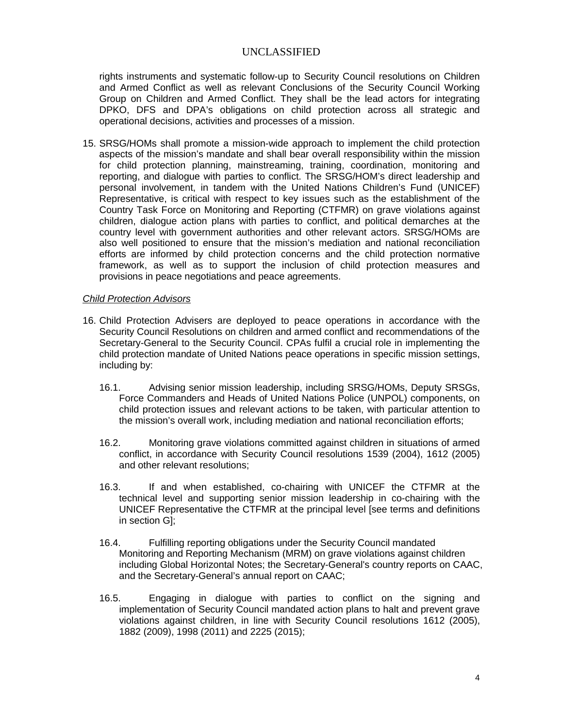rights instruments and systematic follow-up to Security Council resolutions on Children and Armed Conflict as well as relevant Conclusions of the Security Council Working Group on Children and Armed Conflict. They shall be the lead actors for integrating DPKO, DFS and DPA's obligations on child protection across all strategic and operational decisions, activities and processes of a mission.

15. SRSG/HOMs shall promote a mission-wide approach to implement the child protection aspects of the mission's mandate and shall bear overall responsibility within the mission for child protection planning, mainstreaming, training, coordination, monitoring and reporting, and dialogue with parties to conflict. The SRSG/HOM's direct leadership and personal involvement, in tandem with the United Nations Children's Fund (UNICEF) Representative, is critical with respect to key issues such as the establishment of the Country Task Force on Monitoring and Reporting (CTFMR) on grave violations against children, dialogue action plans with parties to conflict, and political demarches at the country level with government authorities and other relevant actors. SRSG/HOMs are also well positioned to ensure that the mission's mediation and national reconciliation efforts are informed by child protection concerns and the child protection normative framework, as well as to support the inclusion of child protection measures and provisions in peace negotiations and peace agreements.

*Child Protection Advisors*

16. Child Protection Advisers are deployed to peace operations in accordance with the Security Council Resolutions on children and armed conflict and recommendations of the Secretary-General to the Security Council. CPAs fulfil a crucial role in implementing the child protection mandate of United Nations peace operations in specific mission settings, including by:

    16.1. Advising senior mission leadership, including SRSG/HOMs, Deputy SRSGs, Force Commanders and Heads of United Nations Police (UNPOL) components, on child protection issues and relevant actions to be taken, with particular attention to the mission's overall work, including mediation and national reconciliation efforts;

    16.2. Monitoring grave violations committed against children in situations of armed conflict, in accordance with Security Council resolutions 1539 (2004), 1612 (2005) and other relevant resolutions;

    16.3. If and when established, co-chairing with UNICEF the CTFMR at the technical level and supporting senior mission leadership in co-chairing with the UNICEF Representative the CTFMR at the principal level [see terms and definitions in section G];

    16.4. Fulfilling reporting obligations under the Security Council mandated Monitoring and Reporting Mechanism (MRM) on grave violations against children including Global Horizontal Notes; the Secretary-General's country reports on CAAC, and the Secretary-General's annual report on CAAC;

    16.5. Engaging in dialogue with parties to conflict on the signing and implementation of Security Council mandated action plans to halt and prevent grave violations against children, in line with Security Council resolutions 1612 (2005), 1882 (2009), 1998 (2011) and 2225 (2015);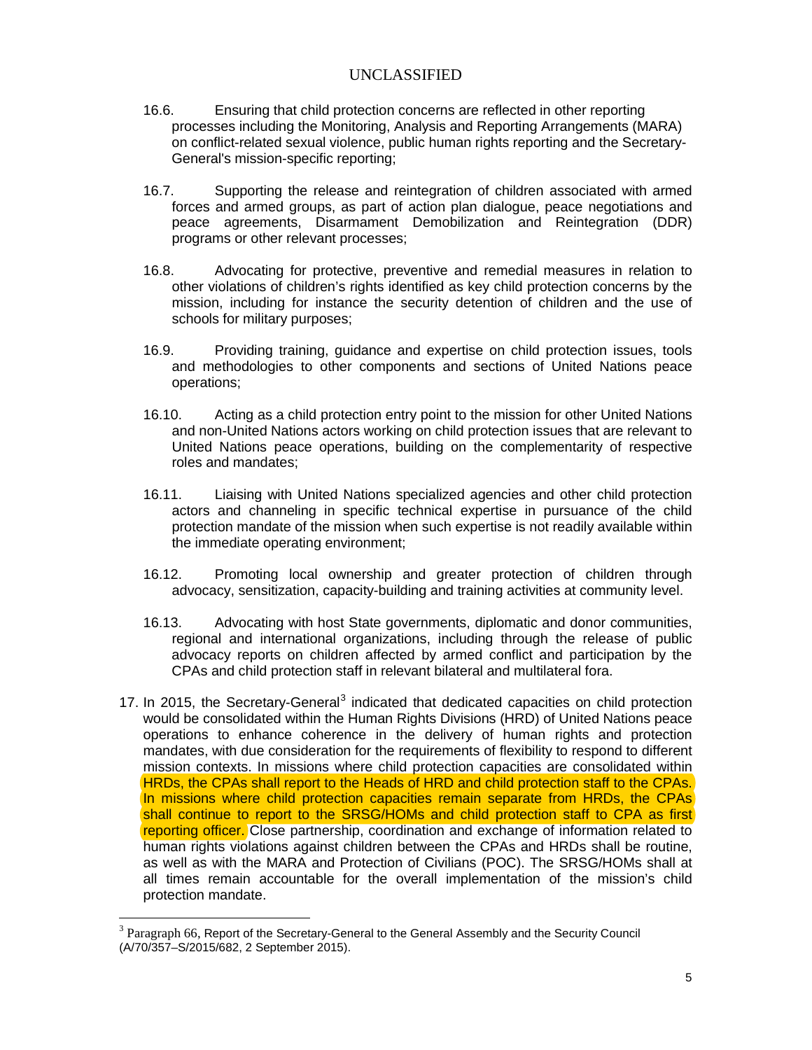16.6. Ensuring that child protection concerns are reflected in other reporting processes including the Monitoring, Analysis and Reporting Arrangements (MARA) on conflict-related sexual violence, public human rights reporting and the Secretary-General's mission-specific reporting;

16.7. Supporting the release and reintegration of children associated with armed forces and armed groups, as part of action plan dialogue, peace negotiations and peace agreements, Disarmament Demobilization and Reintegration (DDR) programs or other relevant processes;

16.8. Advocating for protective, preventive and remedial measures in relation to other violations of children's rights identified as key child protection concerns by the mission, including for instance the security detention of children and the use of schools for military purposes;

16.9. Providing training, guidance and expertise on child protection issues, tools and methodologies to other components and sections of United Nations peace operations;

16.10. Acting as a child protection entry point to the mission for other United Nations and non-United Nations actors working on child protection issues that are relevant to United Nations peace operations, building on the complementarity of respective roles and mandates;

16.11. Liaising with United Nations specialized agencies and other child protection actors and channeling in specific technical expertise in pursuance of the child protection mandate of the mission when such expertise is not readily available within the immediate operating environment;

16.12. Promoting local ownership and greater protection of children through advocacy, sensitization, capacity-building and training activities at community level.

16.13. Advocating with host State governments, diplomatic and donor communities, regional and international organizations, including through the release of public advocacy reports on children affected by armed conflict and participation by the CPAs and child protection staff in relevant bilateral and multilateral fora.

17. In 2015, the Secretary-General[3] indicated that dedicated capacities on child protection would be consolidated within the Human Rights Divisions (HRD) of United Nations peace operations to enhance coherence in the delivery of human rights and protection mandates, with due consideration for the requirements of flexibility to respond to different mission contexts. In missions where child protection capacities are consolidated within HRDs, the CPAs shall report to the Heads of HRD and child protection staff to the CPAs. In missions where child protection capacities remain separate from HRDs, the CPAs shall continue to report to the SRSG/HOMs and child protection staff to CPA as first reporting officer. Close partnership, coordination and exchange of information related to human rights violations against children between the CPAs and HRDs shall be routine, as well as with the MARA and Protection of Civilians (POC). The SRSG/HOMs shall at all times remain accountable for the overall implementation of the mission's child protection mandate.

[3] Paragraph 66, Report of the Secretary-General to the General Assembly and the Security Council (A/70/357–S/2015/682, 2 September 2015).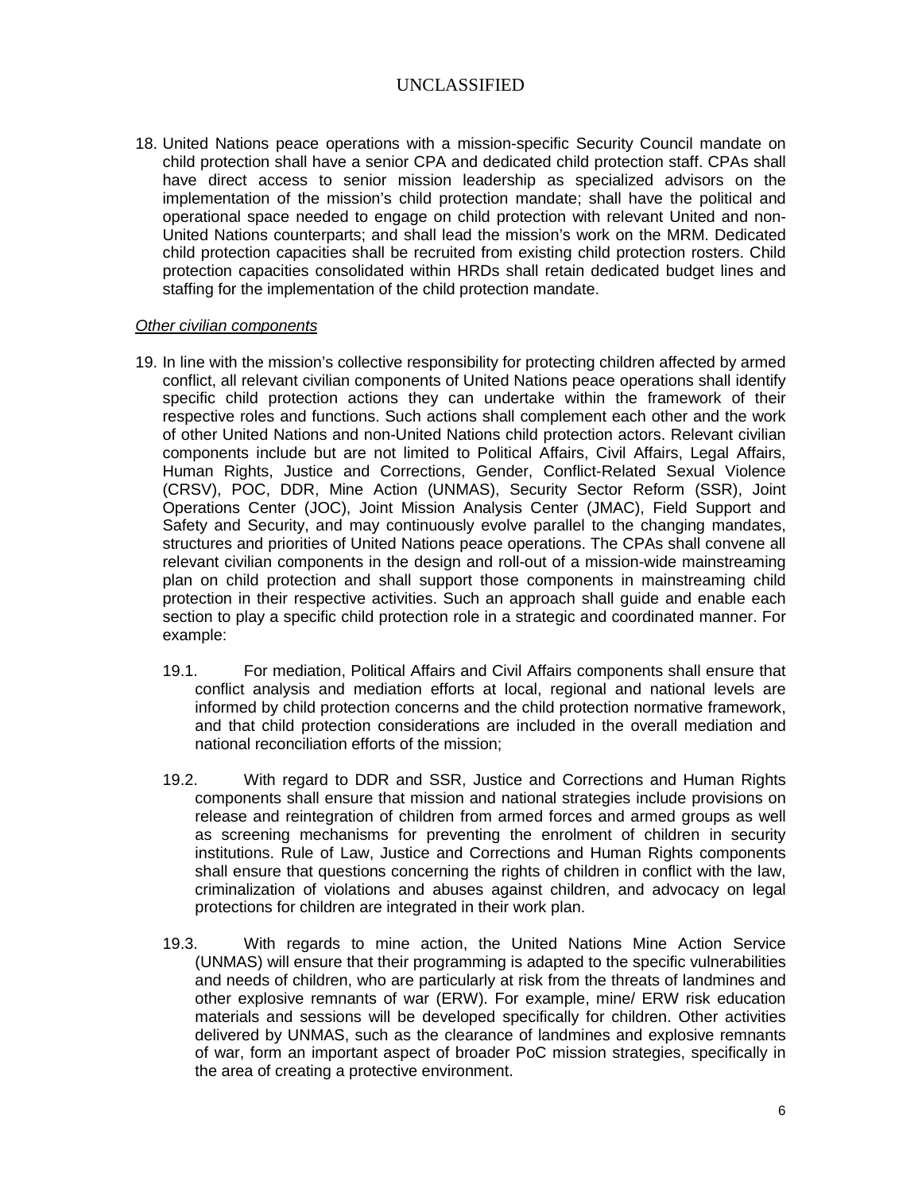18. United Nations peace operations with a mission-specific Security Council mandate on child protection shall have a senior CPA and dedicated child protection staff. CPAs shall have direct access to senior mission leadership as specialized advisors on the implementation of the mission's child protection mandate; shall have the political and operational space needed to engage on child protection with relevant United and non-United Nations counterparts; and shall lead the mission's work on the MRM. Dedicated child protection capacities shall be recruited from existing child protection rosters. Child protection capacities consolidated within HRDs shall retain dedicated budget lines and staffing for the implementation of the child protection mandate.

*Other civilian components*

19. In line with the mission's collective responsibility for protecting children affected by armed conflict, all relevant civilian components of United Nations peace operations shall identify specific child protection actions they can undertake within the framework of their respective roles and functions. Such actions shall complement each other and the work of other United Nations and non-United Nations child protection actors. Relevant civilian components include but are not limited to Political Affairs, Civil Affairs, Legal Affairs, Human Rights, Justice and Corrections, Gender, Conflict-Related Sexual Violence (CRSV), POC, DDR, Mine Action (UNMAS), Security Sector Reform (SSR), Joint Operations Center (JOC), Joint Mission Analysis Center (JMAC), Field Support and Safety and Security, and may continuously evolve parallel to the changing mandates, structures and priorities of United Nations peace operations. The CPAs shall convene all relevant civilian components in the design and roll-out of a mission-wide mainstreaming plan on child protection and shall support those components in mainstreaming child protection in their respective activities. Such an approach shall guide and enable each section to play a specific child protection role in a strategic and coordinated manner. For example:

    19.1. For mediation, Political Affairs and Civil Affairs components shall ensure that conflict analysis and mediation efforts at local, regional and national levels are informed by child protection concerns and the child protection normative framework, and that child protection considerations are included in the overall mediation and national reconciliation efforts of the mission;

    19.2. With regard to DDR and SSR, Justice and Corrections and Human Rights components shall ensure that mission and national strategies include provisions on release and reintegration of children from armed forces and armed groups as well as screening mechanisms for preventing the enrolment of children in security institutions. Rule of Law, Justice and Corrections and Human Rights components shall ensure that questions concerning the rights of children in conflict with the law, criminalization of violations and abuses against children, and advocacy on legal protections for children are integrated in their work plan.

    19.3. With regards to mine action, the United Nations Mine Action Service (UNMAS) will ensure that their programming is adapted to the specific vulnerabilities and needs of children, who are particularly at risk from the threats of landmines and other explosive remnants of war (ERW). For example, mine/ ERW risk education materials and sessions will be developed specifically for children. Other activities delivered by UNMAS, such as the clearance of landmines and explosive remnants of war, form an important aspect of broader PoC mission strategies, specifically in the area of creating a protective environment.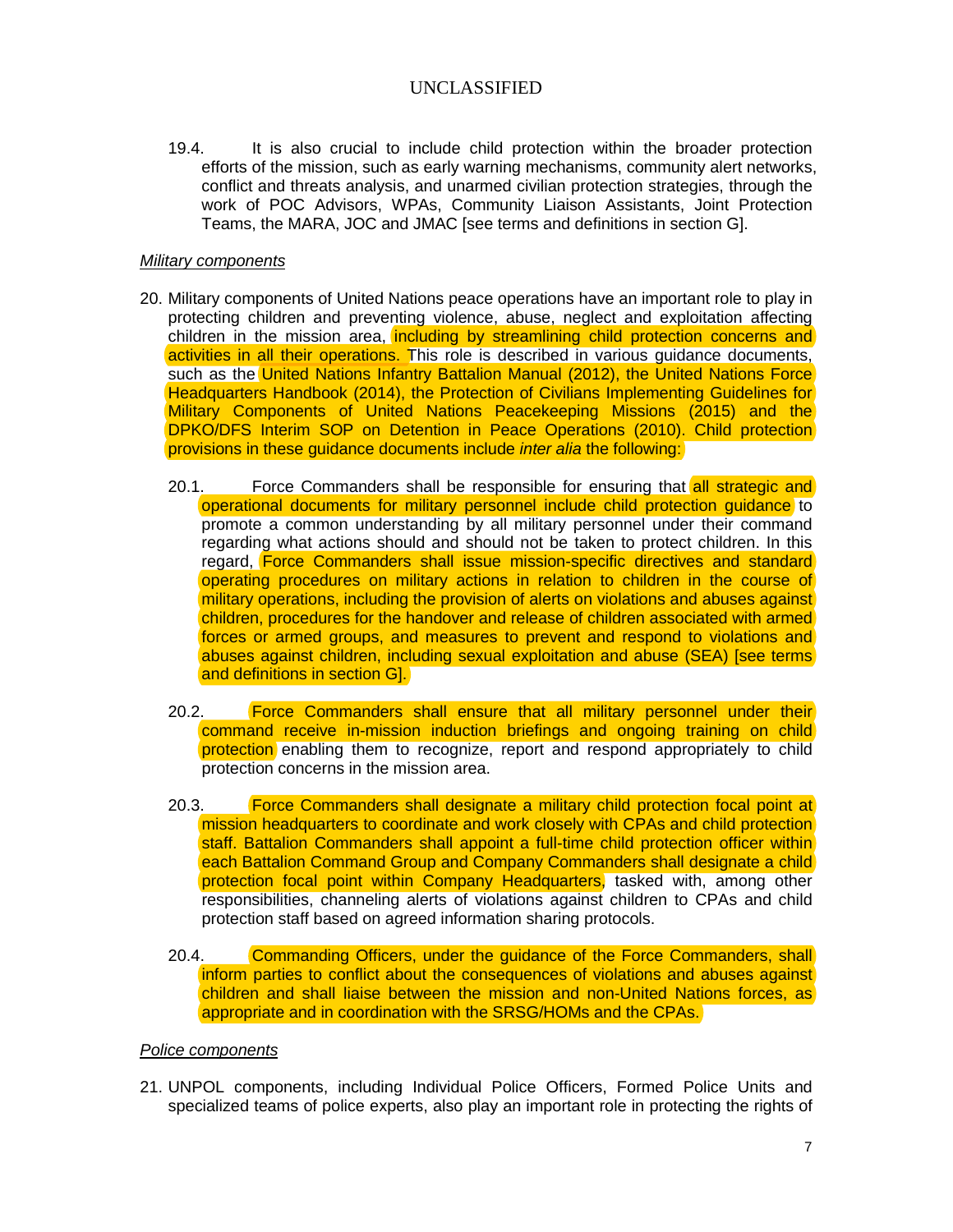19.4. It is also crucial to include child protection within the broader protection efforts of the mission, such as early warning mechanisms, community alert networks, conflict and threats analysis, and unarmed civilian protection strategies, through the work of POC Advisors, WPAs, Community Liaison Assistants, Joint Protection Teams, the MARA, JOC and JMAC [see terms and definitions in section G].

*Military components*

20. Military components of United Nations peace operations have an important role to play in protecting children and preventing violence, abuse, neglect and exploitation affecting children in the mission area, including by streamlining child protection concerns and activities in all their operations. This role is described in various guidance documents, such as the United Nations Infantry Battalion Manual (2012), the United Nations Force Headquarters Handbook (2014), the Protection of Civilians Implementing Guidelines for Military Components of United Nations Peacekeeping Missions (2015) and the DPKO/DFS Interim SOP on Detention in Peace Operations (2010). Child protection provisions in these guidance documents include *inter alia* the following:

20.1. Force Commanders shall be responsible for ensuring that all strategic and operational documents for military personnel include child protection guidance to promote a common understanding by all military personnel under their command regarding what actions should and should not be taken to protect children. In this regard, Force Commanders shall issue mission-specific directives and standard operating procedures on military actions in relation to children in the course of military operations, including the provision of alerts on violations and abuses against children, procedures for the handover and release of children associated with armed forces or armed groups, and measures to prevent and respond to violations and abuses against children, including sexual exploitation and abuse (SEA) [see terms and definitions in section G].

20.2. Force Commanders shall ensure that all military personnel under their command receive in-mission induction briefings and ongoing training on child protection enabling them to recognize, report and respond appropriately to child protection concerns in the mission area.

20.3. Force Commanders shall designate a military child protection focal point at mission headquarters to coordinate and work closely with CPAs and child protection staff. Battalion Commanders shall appoint a full-time child protection officer within each Battalion Command Group and Company Commanders shall designate a child protection focal point within Company Headquarters, tasked with, among other responsibilities, channeling alerts of violations against children to CPAs and child protection staff based on agreed information sharing protocols.

20.4. Commanding Officers, under the guidance of the Force Commanders, shall inform parties to conflict about the consequences of violations and abuses against children and shall liaise between the mission and non-United Nations forces, as appropriate and in coordination with the SRSG/HOMs and the CPAs.

*Police components*

21. UNPOL components, including Individual Police Officers, Formed Police Units and specialized teams of police experts, also play an important role in protecting the rights of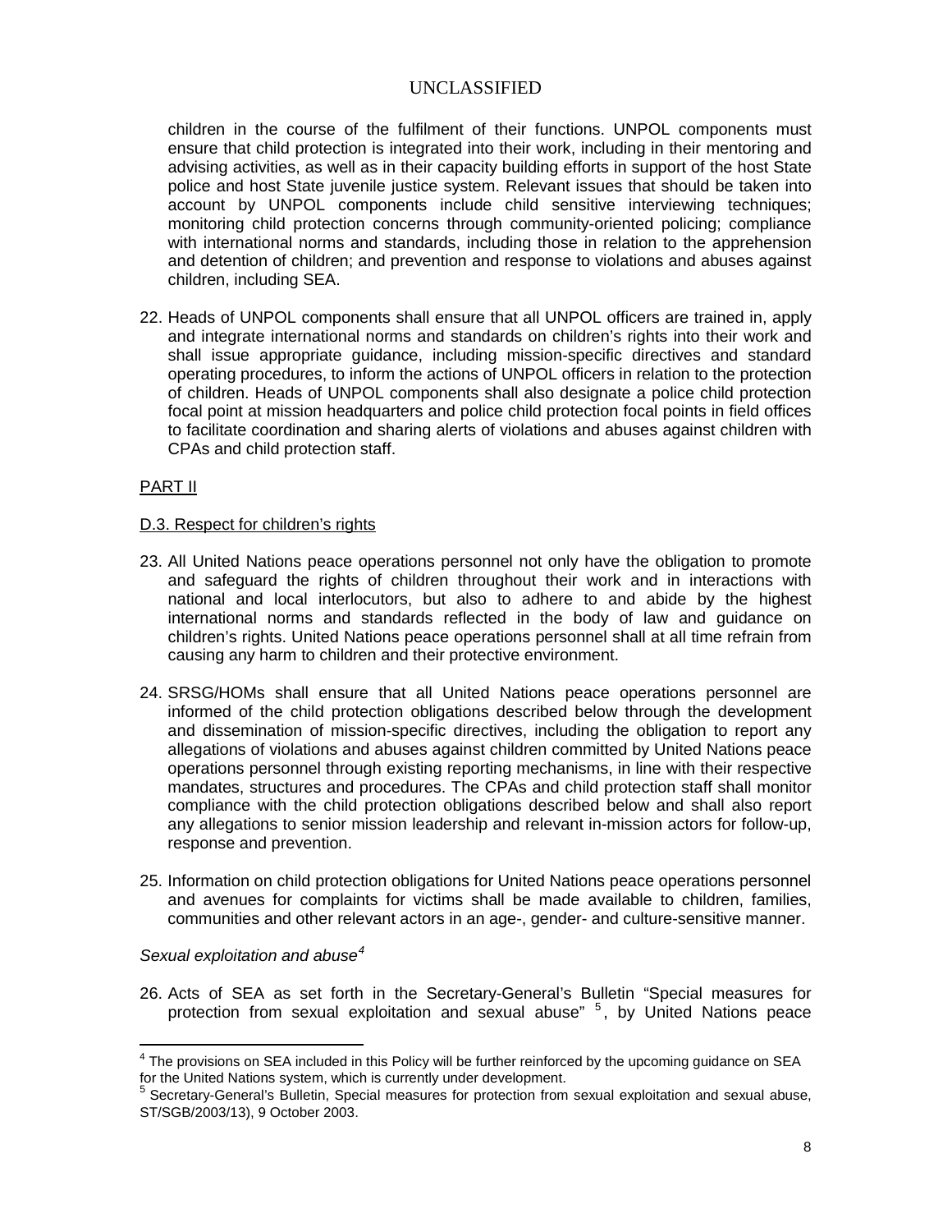children in the course of the fulfilment of their functions. UNPOL components must ensure that child protection is integrated into their work, including in their mentoring and advising activities, as well as in their capacity building efforts in support of the host State police and host State juvenile justice system. Relevant issues that should be taken into account by UNPOL components include child sensitive interviewing techniques; monitoring child protection concerns through community-oriented policing; compliance with international norms and standards, including those in relation to the apprehension and detention of children; and prevention and response to violations and abuses against children, including SEA.

22. Heads of UNPOL components shall ensure that all UNPOL officers are trained in, apply and integrate international norms and standards on children's rights into their work and shall issue appropriate guidance, including mission-specific directives and standard operating procedures, to inform the actions of UNPOL officers in relation to the protection of children. Heads of UNPOL components shall also designate a police child protection focal point at mission headquarters and police child protection focal points in field offices to facilitate coordination and sharing alerts of violations and abuses against children with CPAs and child protection staff.

## PART II

### D.3. Respect for children's rights

23. All United Nations peace operations personnel not only have the obligation to promote and safeguard the rights of children throughout their work and in interactions with national and local interlocutors, but also to adhere to and abide by the highest international norms and standards reflected in the body of law and guidance on children's rights. United Nations peace operations personnel shall at all time refrain from causing any harm to children and their protective environment.

24. SRSG/HOMs shall ensure that all United Nations peace operations personnel are informed of the child protection obligations described below through the development and dissemination of mission-specific directives, including the obligation to report any allegations of violations and abuses against children committed by United Nations peace operations personnel through existing reporting mechanisms, in line with their respective mandates, structures and procedures. The CPAs and child protection staff shall monitor compliance with the child protection obligations described below and shall also report any allegations to senior mission leadership and relevant in-mission actors for follow-up, response and prevention.

25. Information on child protection obligations for United Nations peace operations personnel and avenues for complaints for victims shall be made available to children, families, communities and other relevant actors in an age-, gender- and culture-sensitive manner.

*Sexual exploitation and abuse*[4]

26. Acts of SEA as set forth in the Secretary-General's Bulletin "Special measures for protection from sexual exploitation and sexual abuse" [5], by United Nations peace

---

[4] The provisions on SEA included in this Policy will be further reinforced by the upcoming guidance on SEA for the United Nations system, which is currently under development.

[5] Secretary-General's Bulletin, Special measures for protection from sexual exploitation and sexual abuse, ST/SGB/2003/13), 9 October 2003.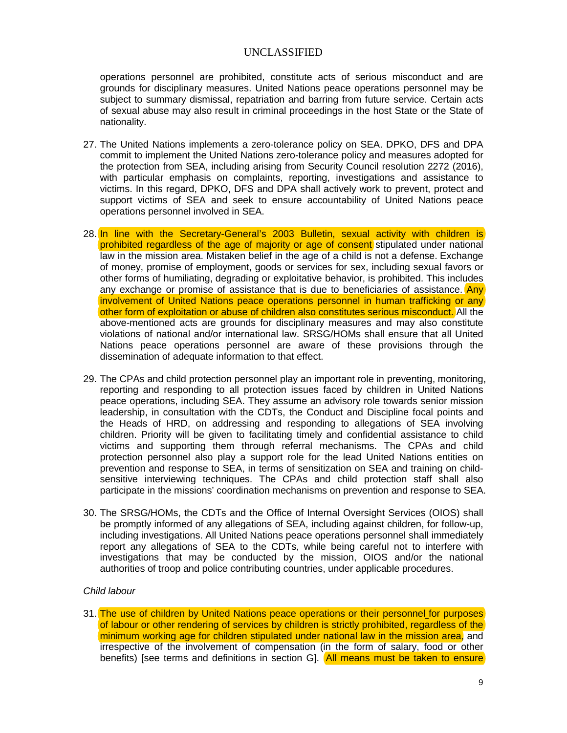operations personnel are prohibited, constitute acts of serious misconduct and are grounds for disciplinary measures. United Nations peace operations personnel may be subject to summary dismissal, repatriation and barring from future service. Certain acts of sexual abuse may also result in criminal proceedings in the host State or the State of nationality.

27. The United Nations implements a zero-tolerance policy on SEA. DPKO, DFS and DPA commit to implement the United Nations zero-tolerance policy and measures adopted for the protection from SEA, including arising from Security Council resolution 2272 (2016), with particular emphasis on complaints, reporting, investigations and assistance to victims. In this regard, DPKO, DFS and DPA shall actively work to prevent, protect and support victims of SEA and seek to ensure accountability of United Nations peace operations personnel involved in SEA.

28. In line with the Secretary-General's 2003 Bulletin, sexual activity with children is prohibited regardless of the age of majority or age of consent stipulated under national law in the mission area. Mistaken belief in the age of a child is not a defense. Exchange of money, promise of employment, goods or services for sex, including sexual favors or other forms of humiliating, degrading or exploitative behavior, is prohibited. This includes any exchange or promise of assistance that is due to beneficiaries of assistance. Any involvement of United Nations peace operations personnel in human trafficking or any other form of exploitation or abuse of children also constitutes serious misconduct. All the above-mentioned acts are grounds for disciplinary measures and may also constitute violations of national and/or international law. SRSG/HOMs shall ensure that all United Nations peace operations personnel are aware of these provisions through the dissemination of adequate information to that effect.

29. The CPAs and child protection personnel play an important role in preventing, monitoring, reporting and responding to all protection issues faced by children in United Nations peace operations, including SEA. They assume an advisory role towards senior mission leadership, in consultation with the CDTs, the Conduct and Discipline focal points and the Heads of HRD, on addressing and responding to allegations of SEA involving children. Priority will be given to facilitating timely and confidential assistance to child victims and supporting them through referral mechanisms. The CPAs and child protection personnel also play a support role for the lead United Nations entities on prevention and response to SEA, in terms of sensitization on SEA and training on child-sensitive interviewing techniques. The CPAs and child protection staff shall also participate in the missions' coordination mechanisms on prevention and response to SEA.

30. The SRSG/HOMs, the CDTs and the Office of Internal Oversight Services (OIOS) shall be promptly informed of any allegations of SEA, including against children, for follow-up, including investigations. All United Nations peace operations personnel shall immediately report any allegations of SEA to the CDTs, while being careful not to interfere with investigations that may be conducted by the mission, OIOS and/or the national authorities of troop and police contributing countries, under applicable procedures.

*Child labour*

31. The use of children by United Nations peace operations or their personnel for purposes of labour or other rendering of services by children is strictly prohibited, regardless of the minimum working age for children stipulated under national law in the mission area, and irrespective of the involvement of compensation (in the form of salary, food or other benefits) [see terms and definitions in section G]. All means must be taken to ensure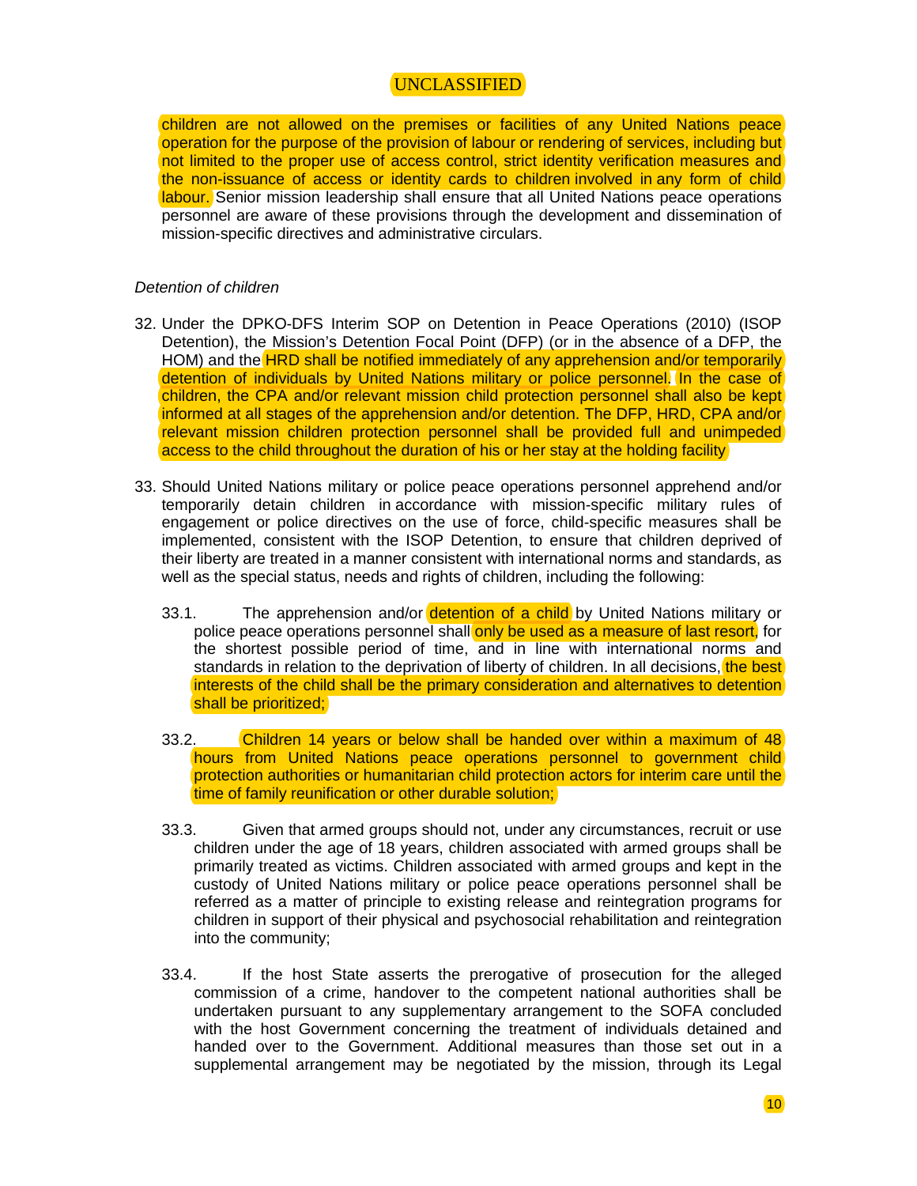children are not allowed on the premises or facilities of any United Nations peace operation for the purpose of the provision of labour or rendering of services, including but not limited to the proper use of access control, strict identity verification measures and the non-issuance of access or identity cards to children involved in any form of child labour. Senior mission leadership shall ensure that all United Nations peace operations personnel are aware of these provisions through the development and dissemination of mission-specific directives and administrative circulars.

*Detention of children*

32. Under the DPKO-DFS Interim SOP on Detention in Peace Operations (2010) (ISOP Detention), the Mission's Detention Focal Point (DFP) (or in the absence of a DFP, the HOM) and the HRD shall be notified immediately of any apprehension and/or temporarily detention of individuals by United Nations military or police personnel. In the case of children, the CPA and/or relevant mission child protection personnel shall also be kept informed at all stages of the apprehension and/or detention. The DFP, HRD, CPA and/or relevant mission children protection personnel shall be provided full and unimpeded access to the child throughout the duration of his or her stay at the holding facility

33. Should United Nations military or police peace operations personnel apprehend and/or temporarily detain children in accordance with mission-specific military rules of engagement or police directives on the use of force, child-specific measures shall be implemented, consistent with the ISOP Detention, to ensure that children deprived of their liberty are treated in a manner consistent with international norms and standards, as well as the special status, needs and rights of children, including the following:

    33.1. The apprehension and/or detention of a child by United Nations military or police peace operations personnel shall only be used as a measure of last resort, for the shortest possible period of time, and in line with international norms and standards in relation to the deprivation of liberty of children. In all decisions, the best interests of the child shall be the primary consideration and alternatives to detention shall be prioritized;

    33.2. Children 14 years or below shall be handed over within a maximum of 48 hours from United Nations peace operations personnel to government child protection authorities or humanitarian child protection actors for interim care until the time of family reunification or other durable solution;

    33.3. Given that armed groups should not, under any circumstances, recruit or use children under the age of 18 years, children associated with armed groups shall be primarily treated as victims. Children associated with armed groups and kept in the custody of United Nations military or police peace operations personnel shall be referred as a matter of principle to existing release and reintegration programs for children in support of their physical and psychosocial rehabilitation and reintegration into the community;

    33.4. If the host State asserts the prerogative of prosecution for the alleged commission of a crime, handover to the competent national authorities shall be undertaken pursuant to any supplementary arrangement to the SOFA concluded with the host Government concerning the treatment of individuals detained and handed over to the Government. Additional measures than those set out in a supplemental arrangement may be negotiated by the mission, through its Legal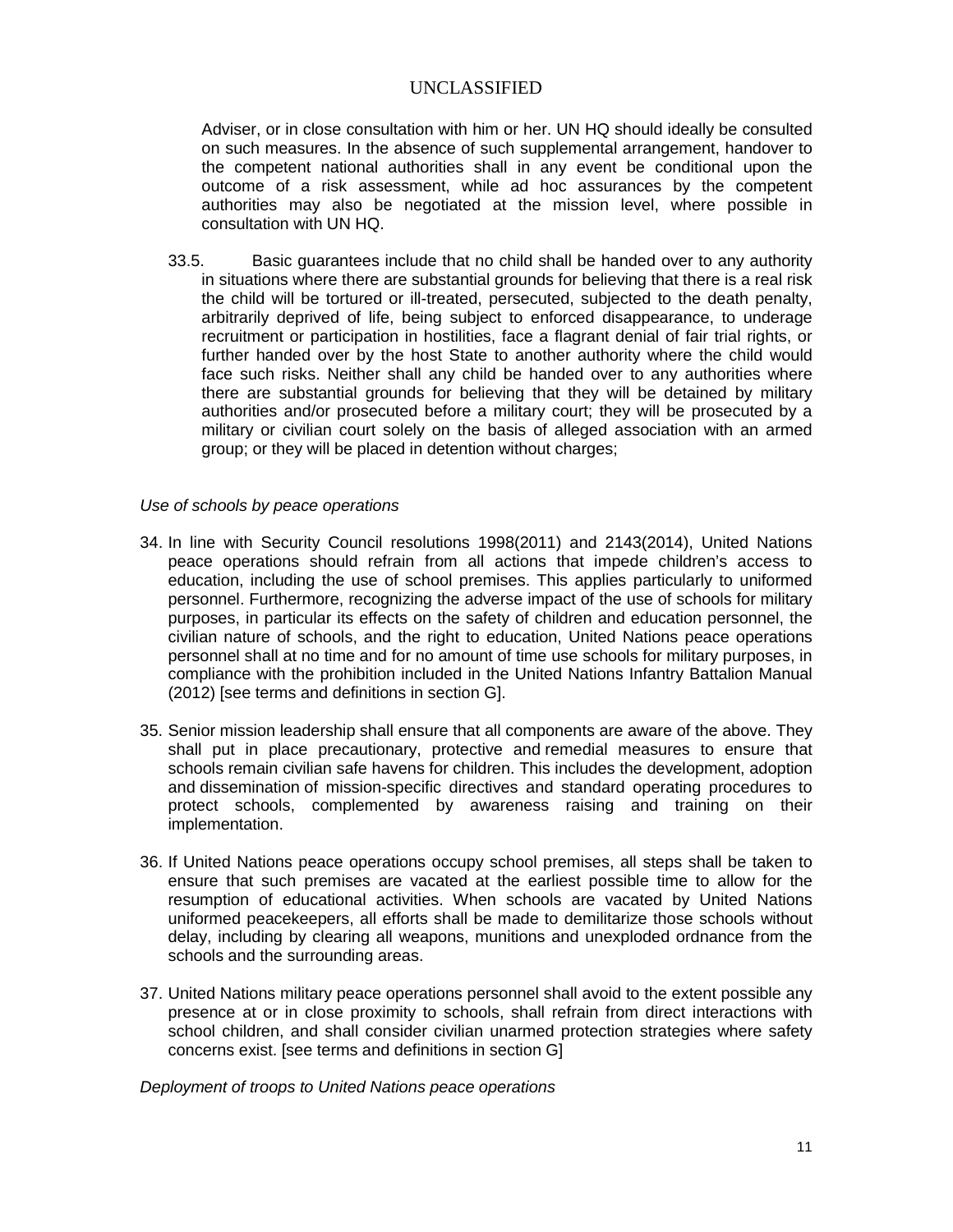Adviser, or in close consultation with him or her. UN HQ should ideally be consulted on such measures. In the absence of such supplemental arrangement, handover to the competent national authorities shall in any event be conditional upon the outcome of a risk assessment, while ad hoc assurances by the competent authorities may also be negotiated at the mission level, where possible in consultation with UN HQ.

33.5. Basic guarantees include that no child shall be handed over to any authority in situations where there are substantial grounds for believing that there is a real risk the child will be tortured or ill-treated, persecuted, subjected to the death penalty, arbitrarily deprived of life, being subject to enforced disappearance, to underage recruitment or participation in hostilities, face a flagrant denial of fair trial rights, or further handed over by the host State to another authority where the child would face such risks. Neither shall any child be handed over to any authorities where there are substantial grounds for believing that they will be detained by military authorities and/or prosecuted before a military court; they will be prosecuted by a military or civilian court solely on the basis of alleged association with an armed group; or they will be placed in detention without charges;

*Use of schools by peace operations*

34. In line with Security Council resolutions 1998(2011) and 2143(2014), United Nations peace operations should refrain from all actions that impede children's access to education, including the use of school premises. This applies particularly to uniformed personnel. Furthermore, recognizing the adverse impact of the use of schools for military purposes, in particular its effects on the safety of children and education personnel, the civilian nature of schools, and the right to education, United Nations peace operations personnel shall at no time and for no amount of time use schools for military purposes, in compliance with the prohibition included in the United Nations Infantry Battalion Manual (2012) [see terms and definitions in section G].

35. Senior mission leadership shall ensure that all components are aware of the above. They shall put in place precautionary, protective and remedial measures to ensure that schools remain civilian safe havens for children. This includes the development, adoption and dissemination of mission-specific directives and standard operating procedures to protect schools, complemented by awareness raising and training on their implementation.

36. If United Nations peace operations occupy school premises, all steps shall be taken to ensure that such premises are vacated at the earliest possible time to allow for the resumption of educational activities. When schools are vacated by United Nations uniformed peacekeepers, all efforts shall be made to demilitarize those schools without delay, including by clearing all weapons, munitions and unexploded ordnance from the schools and the surrounding areas.

37. United Nations military peace operations personnel shall avoid to the extent possible any presence at or in close proximity to schools, shall refrain from direct interactions with school children, and shall consider civilian unarmed protection strategies where safety concerns exist. [see terms and definitions in section G]

*Deployment of troops to United Nations peace operations*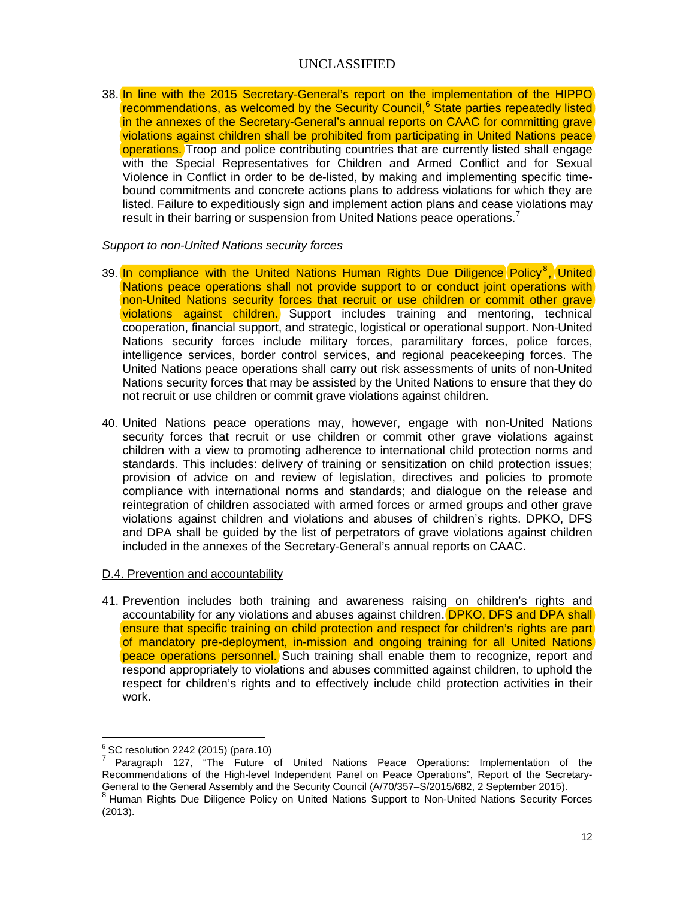38. In line with the 2015 Secretary-General's report on the implementation of the HIPPO recommendations, as welcomed by the Security Council,[6] State parties repeatedly listed in the annexes of the Secretary-General's annual reports on CAAC for committing grave violations against children shall be prohibited from participating in United Nations peace operations. Troop and police contributing countries that are currently listed shall engage with the Special Representatives for Children and Armed Conflict and for Sexual Violence in Conflict in order to be de-listed, by making and implementing specific time-bound commitments and concrete actions plans to address violations for which they are listed. Failure to expeditiously sign and implement action plans and cease violations may result in their barring or suspension from United Nations peace operations.[7]

*Support to non-United Nations security forces*

39. In compliance with the United Nations Human Rights Due Diligence Policy[8], United Nations peace operations shall not provide support to or conduct joint operations with non-United Nations security forces that recruit or use children or commit other grave violations against children. Support includes training and mentoring, technical cooperation, financial support, and strategic, logistical or operational support. Non-United Nations security forces include military forces, paramilitary forces, police forces, intelligence services, border control services, and regional peacekeeping forces. The United Nations peace operations shall carry out risk assessments of units of non-United Nations security forces that may be assisted by the United Nations to ensure that they do not recruit or use children or commit grave violations against children.

40. United Nations peace operations may, however, engage with non-United Nations security forces that recruit or use children or commit other grave violations against children with a view to promoting adherence to international child protection norms and standards. This includes: delivery of training or sensitization on child protection issues; provision of advice on and review of legislation, directives and policies to promote compliance with international norms and standards; and dialogue on the release and reintegration of children associated with armed forces or armed groups and other grave violations against children and violations and abuses of children's rights. DPKO, DFS and DPA shall be guided by the list of perpetrators of grave violations against children included in the annexes of the Secretary-General's annual reports on CAAC.

D.4. Prevention and accountability

41. Prevention includes both training and awareness raising on children's rights and accountability for any violations and abuses against children. DPKO, DFS and DPA shall ensure that specific training on child protection and respect for children's rights are part of mandatory pre-deployment, in-mission and ongoing training for all United Nations peace operations personnel. Such training shall enable them to recognize, report and respond appropriately to violations and abuses committed against children, to uphold the respect for children's rights and to effectively include child protection activities in their work.

---

[6] SC resolution 2242 (2015) (para.10)

[7] Paragraph 127, "The Future of United Nations Peace Operations: Implementation of the Recommendations of the High-level Independent Panel on Peace Operations", Report of the Secretary-General to the General Assembly and the Security Council (A/70/357–S/2015/682, 2 September 2015).

[8] Human Rights Due Diligence Policy on United Nations Support to Non-United Nations Security Forces (2013).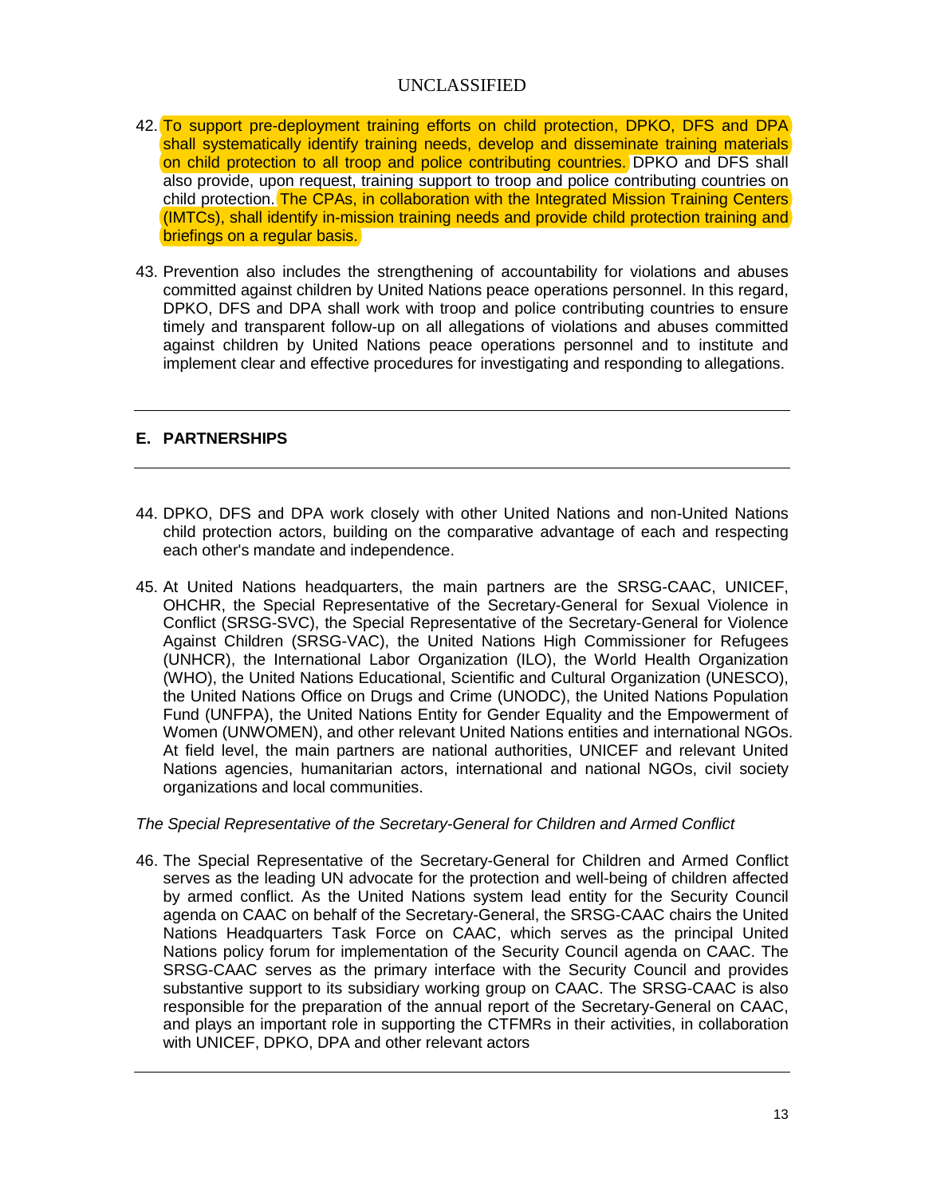42. To support pre-deployment training efforts on child protection, DPKO, DFS and DPA shall systematically identify training needs, develop and disseminate training materials on child protection to all troop and police contributing countries. DPKO and DFS shall also provide, upon request, training support to troop and police contributing countries on child protection. The CPAs, in collaboration with the Integrated Mission Training Centers (IMTCs), shall identify in-mission training needs and provide child protection training and briefings on a regular basis.

43. Prevention also includes the strengthening of accountability for violations and abuses committed against children by United Nations peace operations personnel. In this regard, DPKO, DFS and DPA shall work with troop and police contributing countries to ensure timely and transparent follow-up on all allegations of violations and abuses committed against children by United Nations peace operations personnel and to institute and implement clear and effective procedures for investigating and responding to allegations.

---

## E. PARTNERSHIPS

---

44. DPKO, DFS and DPA work closely with other United Nations and non-United Nations child protection actors, building on the comparative advantage of each and respecting each other's mandate and independence.

45. At United Nations headquarters, the main partners are the SRSG-CAAC, UNICEF, OHCHR, the Special Representative of the Secretary-General for Sexual Violence in Conflict (SRSG-SVC), the Special Representative of the Secretary-General for Violence Against Children (SRSG-VAC), the United Nations High Commissioner for Refugees (UNHCR), the International Labor Organization (ILO), the World Health Organization (WHO), the United Nations Educational, Scientific and Cultural Organization (UNESCO), the United Nations Office on Drugs and Crime (UNODC), the United Nations Population Fund (UNFPA), the United Nations Entity for Gender Equality and the Empowerment of Women (UNWOMEN), and other relevant United Nations entities and international NGOs. At field level, the main partners are national authorities, UNICEF and relevant United Nations agencies, humanitarian actors, international and national NGOs, civil society organizations and local communities.

*The Special Representative of the Secretary-General for Children and Armed Conflict*

46. The Special Representative of the Secretary-General for Children and Armed Conflict serves as the leading UN advocate for the protection and well-being of children affected by armed conflict. As the United Nations system lead entity for the Security Council agenda on CAAC on behalf of the Secretary-General, the SRSG-CAAC chairs the United Nations Headquarters Task Force on CAAC, which serves as the principal United Nations policy forum for implementation of the Security Council agenda on CAAC. The SRSG-CAAC serves as the primary interface with the Security Council and provides substantive support to its subsidiary working group on CAAC. The SRSG-CAAC is also responsible for the preparation of the annual report of the Secretary-General on CAAC, and plays an important role in supporting the CTFMRs in their activities, in collaboration with UNICEF, DPKO, DPA and other relevant actors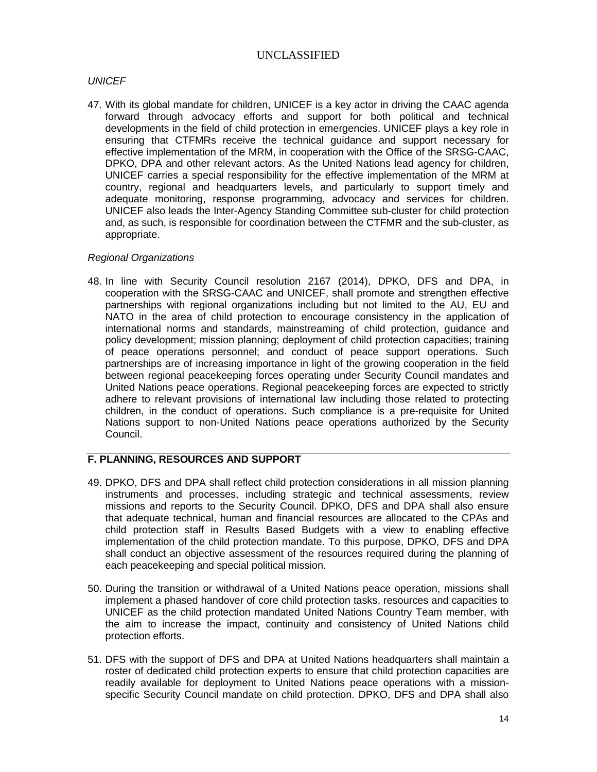*UNICEF*

47. With its global mandate for children, UNICEF is a key actor in driving the CAAC agenda forward through advocacy efforts and support for both political and technical developments in the field of child protection in emergencies. UNICEF plays a key role in ensuring that CTFMRs receive the technical guidance and support necessary for effective implementation of the MRM, in cooperation with the Office of the SRSG-CAAC, DPKO, DPA and other relevant actors. As the United Nations lead agency for children, UNICEF carries a special responsibility for the effective implementation of the MRM at country, regional and headquarters levels, and particularly to support timely and adequate monitoring, response programming, advocacy and services for children. UNICEF also leads the Inter-Agency Standing Committee sub-cluster for child protection and, as such, is responsible for coordination between the CTFMR and the sub-cluster, as appropriate.

*Regional Organizations*

48. In line with Security Council resolution 2167 (2014), DPKO, DFS and DPA, in cooperation with the SRSG-CAAC and UNICEF, shall promote and strengthen effective partnerships with regional organizations including but not limited to the AU, EU and NATO in the area of child protection to encourage consistency in the application of international norms and standards, mainstreaming of child protection, guidance and policy development; mission planning; deployment of child protection capacities; training of peace operations personnel; and conduct of peace support operations. Such partnerships are of increasing importance in light of the growing cooperation in the field between regional peacekeeping forces operating under Security Council mandates and United Nations peace operations. Regional peacekeeping forces are expected to strictly adhere to relevant provisions of international law including those related to protecting children, in the conduct of operations. Such compliance is a pre-requisite for United Nations support to non-United Nations peace operations authorized by the Security Council.

## F. PLANNING, RESOURCES AND SUPPORT

49. DPKO, DFS and DPA shall reflect child protection considerations in all mission planning instruments and processes, including strategic and technical assessments, review missions and reports to the Security Council. DPKO, DFS and DPA shall also ensure that adequate technical, human and financial resources are allocated to the CPAs and child protection staff in Results Based Budgets with a view to enabling effective implementation of the child protection mandate. To this purpose, DPKO, DFS and DPA shall conduct an objective assessment of the resources required during the planning of each peacekeeping and special political mission.

50. During the transition or withdrawal of a United Nations peace operation, missions shall implement a phased handover of core child protection tasks, resources and capacities to UNICEF as the child protection mandated United Nations Country Team member, with the aim to increase the impact, continuity and consistency of United Nations child protection efforts.

51. DFS with the support of DFS and DPA at United Nations headquarters shall maintain a roster of dedicated child protection experts to ensure that child protection capacities are readily available for deployment to United Nations peace operations with a mission-specific Security Council mandate on child protection. DPKO, DFS and DPA shall also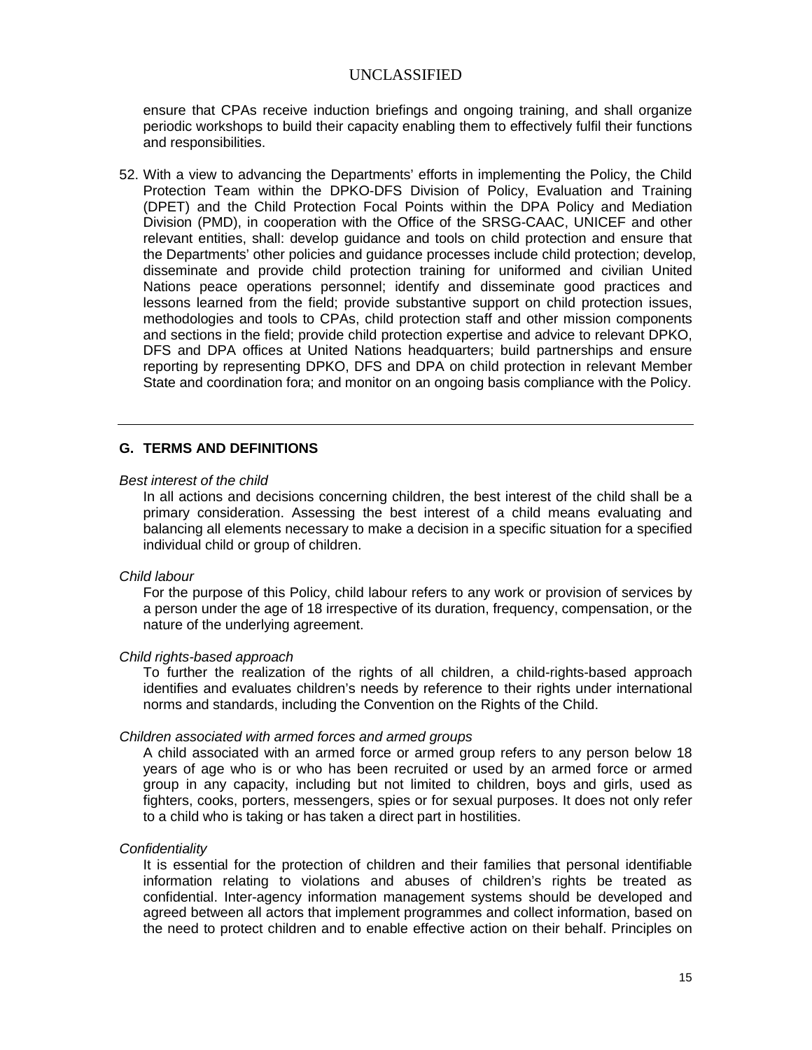ensure that CPAs receive induction briefings and ongoing training, and shall organize periodic workshops to build their capacity enabling them to effectively fulfil their functions and responsibilities.

52. With a view to advancing the Departments' efforts in implementing the Policy, the Child Protection Team within the DPKO-DFS Division of Policy, Evaluation and Training (DPET) and the Child Protection Focal Points within the DPA Policy and Mediation Division (PMD), in cooperation with the Office of the SRSG-CAAC, UNICEF and other relevant entities, shall: develop guidance and tools on child protection and ensure that the Departments' other policies and guidance processes include child protection; develop, disseminate and provide child protection training for uniformed and civilian United Nations peace operations personnel; identify and disseminate good practices and lessons learned from the field; provide substantive support on child protection issues, methodologies and tools to CPAs, child protection staff and other mission components and sections in the field; provide child protection expertise and advice to relevant DPKO, DFS and DPA offices at United Nations headquarters; build partnerships and ensure reporting by representing DPKO, DFS and DPA on child protection in relevant Member State and coordination fora; and monitor on an ongoing basis compliance with the Policy.

---

## G. TERMS AND DEFINITIONS

*Best interest of the child*

In all actions and decisions concerning children, the best interest of the child shall be a primary consideration. Assessing the best interest of a child means evaluating and balancing all elements necessary to make a decision in a specific situation for a specified individual child or group of children.

*Child labour*

For the purpose of this Policy, child labour refers to any work or provision of services by a person under the age of 18 irrespective of its duration, frequency, compensation, or the nature of the underlying agreement.

*Child rights-based approach*

To further the realization of the rights of all children, a child-rights-based approach identifies and evaluates children's needs by reference to their rights under international norms and standards, including the Convention on the Rights of the Child.

*Children associated with armed forces and armed groups*

A child associated with an armed force or armed group refers to any person below 18 years of age who is or who has been recruited or used by an armed force or armed group in any capacity, including but not limited to children, boys and girls, used as fighters, cooks, porters, messengers, spies or for sexual purposes. It does not only refer to a child who is taking or has taken a direct part in hostilities.

*Confidentiality*

It is essential for the protection of children and their families that personal identifiable information relating to violations and abuses of children's rights be treated as confidential. Inter-agency information management systems should be developed and agreed between all actors that implement programmes and collect information, based on the need to protect children and to enable effective action on their behalf. Principles on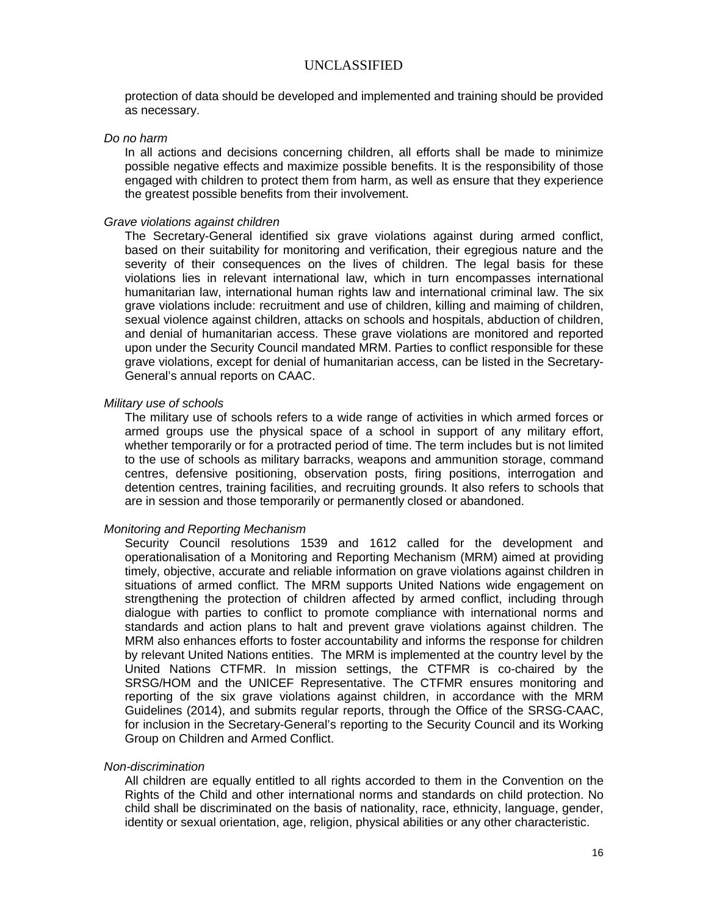protection of data should be developed and implemented and training should be provided as necessary.

*Do no harm*

In all actions and decisions concerning children, all efforts shall be made to minimize possible negative effects and maximize possible benefits. It is the responsibility of those engaged with children to protect them from harm, as well as ensure that they experience the greatest possible benefits from their involvement.

*Grave violations against children*

The Secretary-General identified six grave violations against during armed conflict, based on their suitability for monitoring and verification, their egregious nature and the severity of their consequences on the lives of children. The legal basis for these violations lies in relevant international law, which in turn encompasses international humanitarian law, international human rights law and international criminal law. The six grave violations include: recruitment and use of children, killing and maiming of children, sexual violence against children, attacks on schools and hospitals, abduction of children, and denial of humanitarian access. These grave violations are monitored and reported upon under the Security Council mandated MRM. Parties to conflict responsible for these grave violations, except for denial of humanitarian access, can be listed in the Secretary-General's annual reports on CAAC.

*Military use of schools*

The military use of schools refers to a wide range of activities in which armed forces or armed groups use the physical space of a school in support of any military effort, whether temporarily or for a protracted period of time. The term includes but is not limited to the use of schools as military barracks, weapons and ammunition storage, command centres, defensive positioning, observation posts, firing positions, interrogation and detention centres, training facilities, and recruiting grounds. It also refers to schools that are in session and those temporarily or permanently closed or abandoned.

*Monitoring and Reporting Mechanism*

Security Council resolutions 1539 and 1612 called for the development and operationalisation of a Monitoring and Reporting Mechanism (MRM) aimed at providing timely, objective, accurate and reliable information on grave violations against children in situations of armed conflict. The MRM supports United Nations wide engagement on strengthening the protection of children affected by armed conflict, including through dialogue with parties to conflict to promote compliance with international norms and standards and action plans to halt and prevent grave violations against children. The MRM also enhances efforts to foster accountability and informs the response for children by relevant United Nations entities. The MRM is implemented at the country level by the United Nations CTFMR. In mission settings, the CTFMR is co-chaired by the SRSG/HOM and the UNICEF Representative. The CTFMR ensures monitoring and reporting of the six grave violations against children, in accordance with the MRM Guidelines (2014), and submits regular reports, through the Office of the SRSG-CAAC, for inclusion in the Secretary-General's reporting to the Security Council and its Working Group on Children and Armed Conflict.

*Non-discrimination*

All children are equally entitled to all rights accorded to them in the Convention on the Rights of the Child and other international norms and standards on child protection. No child shall be discriminated on the basis of nationality, race, ethnicity, language, gender, identity or sexual orientation, age, religion, physical abilities or any other characteristic.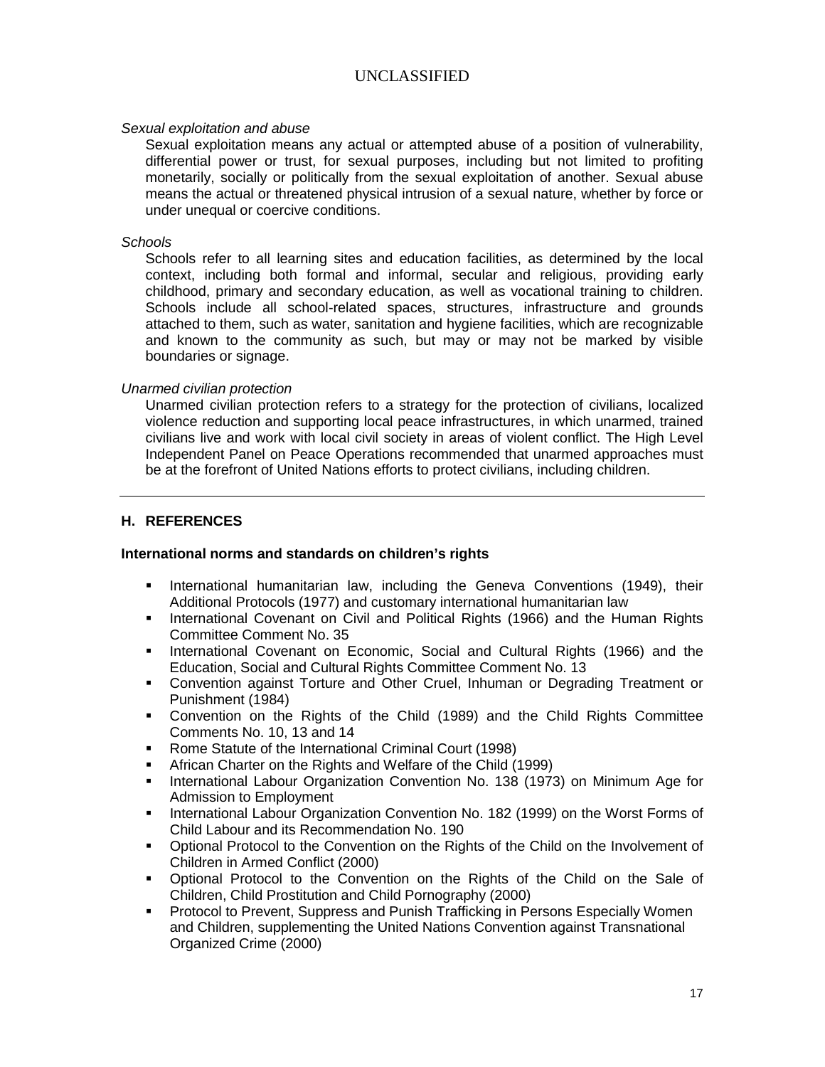*Sexual exploitation and abuse*

Sexual exploitation means any actual or attempted abuse of a position of vulnerability, differential power or trust, for sexual purposes, including but not limited to profiting monetarily, socially or politically from the sexual exploitation of another. Sexual abuse means the actual or threatened physical intrusion of a sexual nature, whether by force or under unequal or coercive conditions.

*Schools*

Schools refer to all learning sites and education facilities, as determined by the local context, including both formal and informal, secular and religious, providing early childhood, primary and secondary education, as well as vocational training to children. Schools include all school-related spaces, structures, infrastructure and grounds attached to them, such as water, sanitation and hygiene facilities, which are recognizable and known to the community as such, but may or may not be marked by visible boundaries or signage.

*Unarmed civilian protection*

Unarmed civilian protection refers to a strategy for the protection of civilians, localized violence reduction and supporting local peace infrastructures, in which unarmed, trained civilians live and work with local civil society in areas of violent conflict. The High Level Independent Panel on Peace Operations recommended that unarmed approaches must be at the forefront of United Nations efforts to protect civilians, including children.

---

## H. REFERENCES

**International norms and standards on children's rights**

- International humanitarian law, including the Geneva Conventions (1949), their Additional Protocols (1977) and customary international humanitarian law
- International Covenant on Civil and Political Rights (1966) and the Human Rights Committee Comment No. 35
- International Covenant on Economic, Social and Cultural Rights (1966) and the Education, Social and Cultural Rights Committee Comment No. 13
- Convention against Torture and Other Cruel, Inhuman or Degrading Treatment or Punishment (1984)
- Convention on the Rights of the Child (1989) and the Child Rights Committee Comments No. 10, 13 and 14
- Rome Statute of the International Criminal Court (1998)
- African Charter on the Rights and Welfare of the Child (1999)
- International Labour Organization Convention No. 138 (1973) on Minimum Age for Admission to Employment
- International Labour Organization Convention No. 182 (1999) on the Worst Forms of Child Labour and its Recommendation No. 190
- Optional Protocol to the Convention on the Rights of the Child on the Involvement of Children in Armed Conflict (2000)
- Optional Protocol to the Convention on the Rights of the Child on the Sale of Children, Child Prostitution and Child Pornography (2000)
- Protocol to Prevent, Suppress and Punish Trafficking in Persons Especially Women and Children, supplementing the United Nations Convention against Transnational Organized Crime (2000)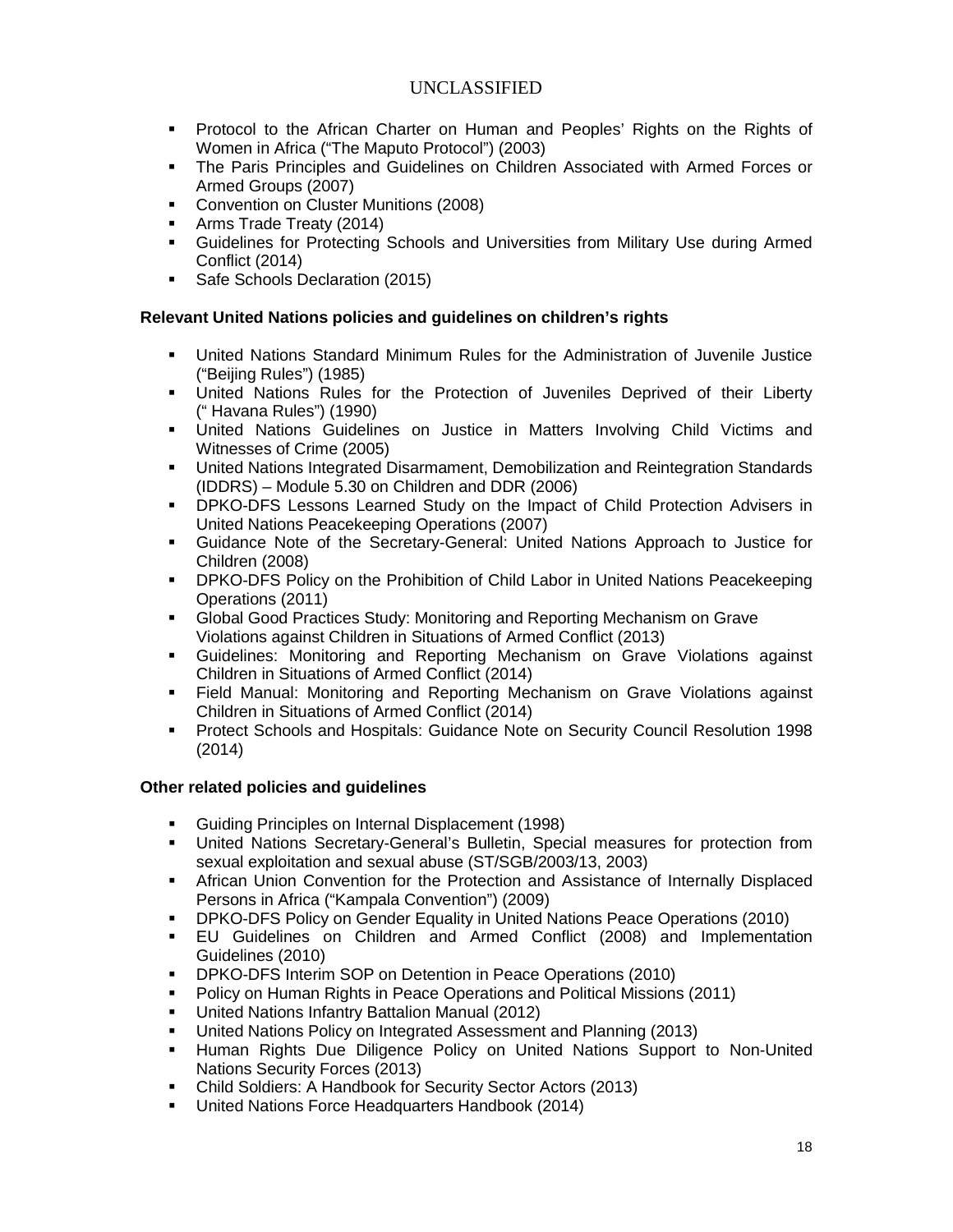- Protocol to the African Charter on Human and Peoples' Rights on the Rights of Women in Africa ("The Maputo Protocol") (2003)
- The Paris Principles and Guidelines on Children Associated with Armed Forces or Armed Groups (2007)
- Convention on Cluster Munitions (2008)
- Arms Trade Treaty (2014)
- Guidelines for Protecting Schools and Universities from Military Use during Armed Conflict (2014)
- Safe Schools Declaration (2015)

**Relevant United Nations policies and guidelines on children's rights**

- United Nations Standard Minimum Rules for the Administration of Juvenile Justice ("Beijing Rules") (1985)
- United Nations Rules for the Protection of Juveniles Deprived of their Liberty (" Havana Rules") (1990)
- United Nations Guidelines on Justice in Matters Involving Child Victims and Witnesses of Crime (2005)
- United Nations Integrated Disarmament, Demobilization and Reintegration Standards (IDDRS) – Module 5.30 on Children and DDR (2006)
- DPKO-DFS Lessons Learned Study on the Impact of Child Protection Advisers in United Nations Peacekeeping Operations (2007)
- Guidance Note of the Secretary-General: United Nations Approach to Justice for Children (2008)
- DPKO-DFS Policy on the Prohibition of Child Labor in United Nations Peacekeeping Operations (2011)
- Global Good Practices Study: Monitoring and Reporting Mechanism on Grave Violations against Children in Situations of Armed Conflict (2013)
- Guidelines: Monitoring and Reporting Mechanism on Grave Violations against Children in Situations of Armed Conflict (2014)
- Field Manual: Monitoring and Reporting Mechanism on Grave Violations against Children in Situations of Armed Conflict (2014)
- Protect Schools and Hospitals: Guidance Note on Security Council Resolution 1998 (2014)

**Other related policies and guidelines**

- Guiding Principles on Internal Displacement (1998)
- United Nations Secretary-General's Bulletin, Special measures for protection from sexual exploitation and sexual abuse (ST/SGB/2003/13, 2003)
- African Union Convention for the Protection and Assistance of Internally Displaced Persons in Africa ("Kampala Convention") (2009)
- DPKO-DFS Policy on Gender Equality in United Nations Peace Operations (2010)
- EU Guidelines on Children and Armed Conflict (2008) and Implementation Guidelines (2010)
- DPKO-DFS Interim SOP on Detention in Peace Operations (2010)
- Policy on Human Rights in Peace Operations and Political Missions (2011)
- United Nations Infantry Battalion Manual (2012)
- United Nations Policy on Integrated Assessment and Planning (2013)
- Human Rights Due Diligence Policy on United Nations Support to Non-United Nations Security Forces (2013)
- Child Soldiers: A Handbook for Security Sector Actors (2013)
- United Nations Force Headquarters Handbook (2014)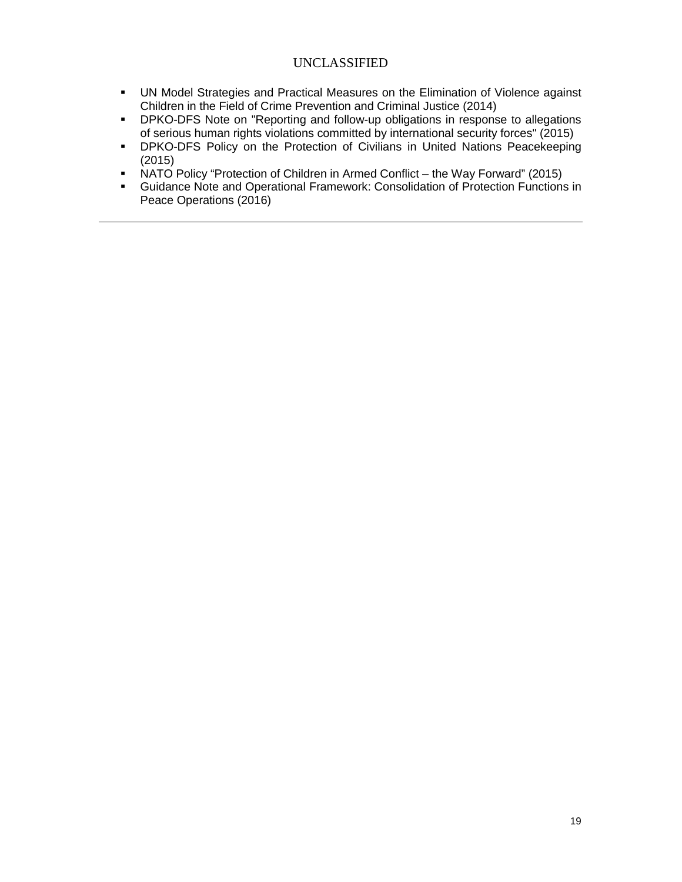- UN Model Strategies and Practical Measures on the Elimination of Violence against Children in the Field of Crime Prevention and Criminal Justice (2014)
- DPKO-DFS Note on "Reporting and follow-up obligations in response to allegations of serious human rights violations committed by international security forces" (2015)
- DPKO-DFS Policy on the Protection of Civilians in United Nations Peacekeeping (2015)
- NATO Policy "Protection of Children in Armed Conflict – the Way Forward" (2015)
- Guidance Note and Operational Framework: Consolidation of Protection Functions in Peace Operations (2016)

---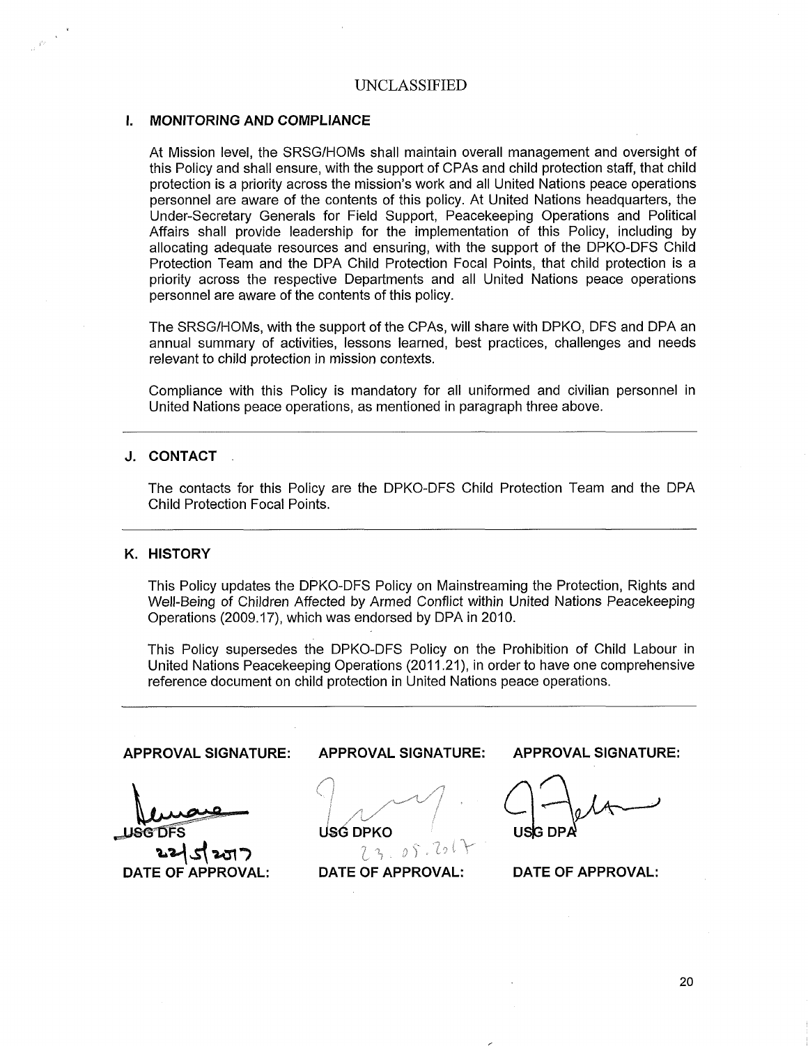UNCLASSIFIED

### I. MONITORING AND COMPLIANCE

At Mission level, the SRSG/HOMs shall maintain overall management and oversight of this Policy and shall ensure, with the support of CPAs and child protection staff, that child protection is a priority across the mission's work and all United Nations peace operations personnel are aware of the contents of this policy. At United Nations headquarters, the Under-Secretary Generals for Field Support, Peacekeeping Operations and Political Affairs shall provide leadership for the implementation of this Policy, including by allocating adequate resources and ensuring, with the support of the DPKO-DFS Child Protection Team and the DPA Child Protection Focal Points, that child protection is a priority across the respective Departments and all United Nations peace operations personnel are aware of the contents of this policy.

The SRSG/HOMs, with the support of the CPAs, will share with DPKO, DFS and DPA an annual summary of activities, lessons learned, best practices, challenges and needs relevant to child protection in mission contexts.

Compliance with this Policy is mandatory for all uniformed and civilian personnel in United Nations peace operations, as mentioned in paragraph three above.

---

### J. CONTACT

The contacts for this Policy are the DPKO-DFS Child Protection Team and the DPA Child Protection Focal Points.

---

### K. HISTORY

This Policy updates the DPKO-DFS Policy on Mainstreaming the Protection, Rights and Well-Being of Children Affected by Armed Conflict within United Nations Peacekeeping Operations (2009.17), which was endorsed by DPA in 2010.

This Policy supersedes the DPKO-DFS Policy on the Prohibition of Child Labour in United Nations Peacekeeping Operations (2011.21), in order to have one comprehensive reference document on child protection in United Nations peace operations.

---

| APPROVAL SIGNATURE: | APPROVAL SIGNATURE: | APPROVAL SIGNATURE: |
|---|---|---|
| USG DFS | USG DPKO | USG DPA |
| 22/5/2017 | 23.05.2017 | |
| DATE OF APPROVAL: | DATE OF APPROVAL: | DATE OF APPROVAL: |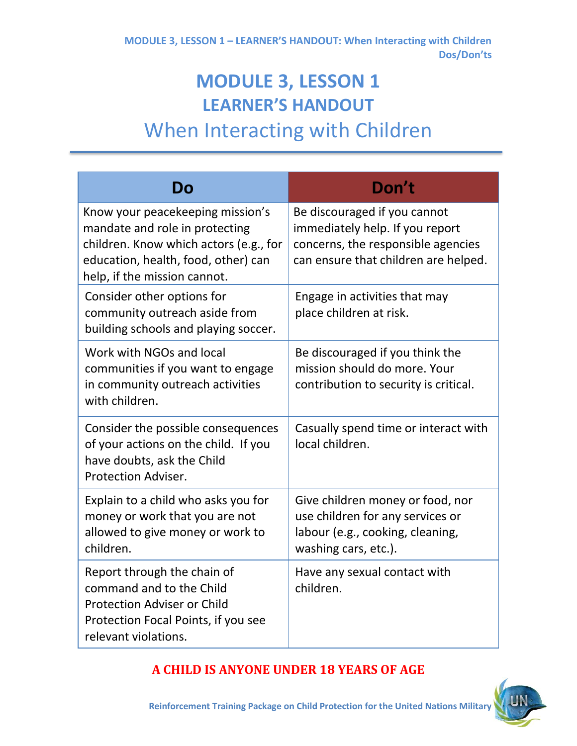# MODULE 3, LESSON 1

## LEARNER'S HANDOUT

## When Interacting with Children

| Do | Don't |
|---|---|
| Know your peacekeeping mission's mandate and role in protecting children. Know which actors (e.g., for education, health, food, other) can help, if the mission cannot. | Be discouraged if you cannot immediately help. If you report concerns, the responsible agencies can ensure that children are helped. |
| Consider other options for community outreach aside from building schools and playing soccer. | Engage in activities that may place children at risk. |
| Work with NGOs and local communities if you want to engage in community outreach activities with children. | Be discouraged if you think the mission should do more. Your contribution to security is critical. |
| Consider the possible consequences of your actions on the child. If you have doubts, ask the Child Protection Adviser. | Casually spend time or interact with local children. |
| Explain to a child who asks you for money or work that you are not allowed to give money or work to children. | Give children money or food, nor use children for any services or labour (e.g., cooking, cleaning, washing cars, etc.). |
| Report through the chain of command and to the Child Protection Adviser or Child Protection Focal Points, if you see relevant violations. | Have any sexual contact with children. |

**A CHILD IS ANYONE UNDER 18 YEARS OF AGE**